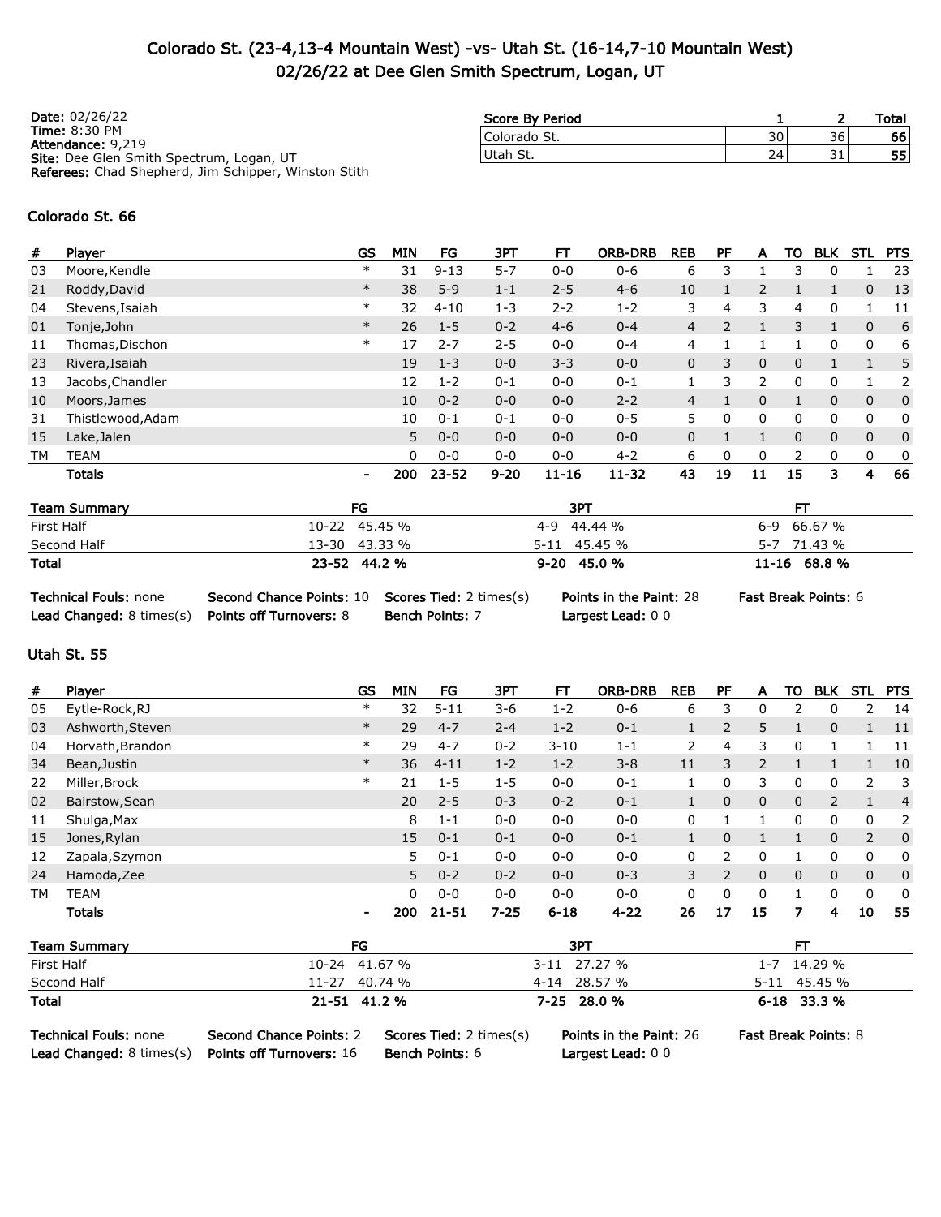# Colorado St. (23-4,13-4 Mountain West) -vs- Utah St. (16-14,7-10 Mountain West)
## 02/26/22 at Dee Glen Smith Spectrum, Logan, UT

**Date:** 02/26/22
**Time:** 8:30 PM
**Attendance:** 9,219
**Site:** Dee Glen Smith Spectrum, Logan, UT
**Referees:** Chad Shepherd, Jim Schipper, Winston Stith

| Score By Period | 1 | 2 | Total |
|---|---|---|---|
| Colorado St. | 30 | 36 | **66** |
| Utah St. | 24 | 31 | **55** |

### Colorado St. 66

| # | Player | GS | MIN | FG | 3PT | FT | ORB-DRB | REB | PF | A | TO | BLK | STL | PTS |
|---|---|---|---|---|---|---|---|---|---|---|---|---|---|---|
| 03 | Moore,Kendle | * | 31 | 9-13 | 5-7 | 0-0 | 0-6 | 6 | 3 | 1 | 3 | 0 | 1 | 23 |
| 21 | Roddy,David | * | 38 | 5-9 | 1-1 | 2-5 | 4-6 | 10 | 1 | 2 | 1 | 1 | 0 | 13 |
| 04 | Stevens,Isaiah | * | 32 | 4-10 | 1-3 | 2-2 | 1-2 | 3 | 4 | 3 | 4 | 0 | 1 | 11 |
| 01 | Tonje,John | * | 26 | 1-5 | 0-2 | 4-6 | 0-4 | 4 | 2 | 1 | 3 | 1 | 0 | 6 |
| 11 | Thomas,Dischon | * | 17 | 2-7 | 2-5 | 0-0 | 0-4 | 4 | 1 | 1 | 1 | 0 | 0 | 6 |
| 23 | Rivera,Isaiah | | 19 | 1-3 | 0-0 | 3-3 | 0-0 | 0 | 3 | 0 | 0 | 1 | 1 | 5 |
| 13 | Jacobs,Chandler | | 12 | 1-2 | 0-1 | 0-0 | 0-1 | 1 | 3 | 2 | 0 | 0 | 1 | 2 |
| 10 | Moors,James | | 10 | 0-2 | 0-0 | 0-0 | 2-2 | 4 | 1 | 0 | 1 | 0 | 0 | 0 |
| 31 | Thistlewood,Adam | | 10 | 0-1 | 0-1 | 0-0 | 0-5 | 5 | 0 | 0 | 0 | 0 | 0 | 0 |
| 15 | Lake,Jalen | | 5 | 0-0 | 0-0 | 0-0 | 0-0 | 0 | 1 | 1 | 0 | 0 | 0 | 0 |
| TM | TEAM | | 0 | 0-0 | 0-0 | 0-0 | 4-2 | 6 | 0 | 0 | 2 | 0 | 0 | 0 |
| | **Totals** | - | **200** | **23-52** | **9-20** | **11-16** | **11-32** | **43** | **19** | **11** | **15** | **3** | **4** | **66** |

| Team Summary | FG | 3PT | FT |
|---|---|---|---|
| First Half | 10-22 45.45 % | 4-9 44.44 % | 6-9 66.67 % |
| Second Half | 13-30 43.33 % | 5-11 45.45 % | 5-7 71.43 % |
| **Total** | **23-52 44.2 %** | **9-20 45.0 %** | **11-16 68.8 %** |

**Technical Fouls:** none **Second Chance Points:** 10 **Scores Tied:** 2 times(s) **Points in the Paint:** 28 **Fast Break Points:** 6
**Lead Changed:** 8 times(s) **Points off Turnovers:** 8 **Bench Points:** 7 **Largest Lead:** 0 0

### Utah St. 55

| # | Player | GS | MIN | FG | 3PT | FT | ORB-DRB | REB | PF | A | TO | BLK | STL | PTS |
|---|---|---|---|---|---|---|---|---|---|---|---|---|---|---|
| 05 | Eytle-Rock,RJ | * | 32 | 5-11 | 3-6 | 1-2 | 0-6 | 6 | 3 | 0 | 2 | 0 | 2 | 14 |
| 03 | Ashworth,Steven | * | 29 | 4-7 | 2-4 | 1-2 | 0-1 | 1 | 2 | 5 | 1 | 0 | 1 | 11 |
| 04 | Horvath,Brandon | * | 29 | 4-7 | 0-2 | 3-10 | 1-1 | 2 | 4 | 3 | 0 | 1 | 1 | 11 |
| 34 | Bean,Justin | * | 36 | 4-11 | 1-2 | 1-2 | 3-8 | 11 | 3 | 2 | 1 | 1 | 1 | 10 |
| 22 | Miller,Brock | * | 21 | 1-5 | 1-5 | 0-0 | 0-1 | 1 | 0 | 3 | 0 | 0 | 2 | 3 |
| 02 | Bairstow,Sean | | 20 | 2-5 | 0-3 | 0-2 | 0-1 | 1 | 0 | 0 | 0 | 2 | 1 | 4 |
| 11 | Shulga,Max | | 8 | 1-1 | 0-0 | 0-0 | 0-0 | 0 | 1 | 1 | 0 | 0 | 0 | 2 |
| 15 | Jones,Rylan | | 15 | 0-1 | 0-1 | 0-0 | 0-1 | 1 | 0 | 1 | 1 | 0 | 2 | 0 |
| 12 | Zapala,Szymon | | 5 | 0-1 | 0-0 | 0-0 | 0-0 | 0 | 2 | 0 | 1 | 0 | 0 | 0 |
| 24 | Hamoda,Zee | | 5 | 0-2 | 0-2 | 0-0 | 0-3 | 3 | 2 | 0 | 0 | 0 | 0 | 0 |
| TM | TEAM | | 0 | 0-0 | 0-0 | 0-0 | 0-0 | 0 | 0 | 0 | 1 | 0 | 0 | 0 |
| | **Totals** | - | **200** | **21-51** | **7-25** | **6-18** | **4-22** | **26** | **17** | **15** | **7** | **4** | **10** | **55** |

| Team Summary | FG | 3PT | FT |
|---|---|---|---|
| First Half | 10-24 41.67 % | 3-11 27.27 % | 1-7 14.29 % |
| Second Half | 11-27 40.74 % | 4-14 28.57 % | 5-11 45.45 % |
| **Total** | **21-51 41.2 %** | **7-25 28.0 %** | **6-18 33.3 %** |

**Technical Fouls:** none **Second Chance Points:** 2 **Scores Tied:** 2 times(s) **Points in the Paint:** 26 **Fast Break Points:** 8
**Lead Changed:** 8 times(s) **Points off Turnovers:** 16 **Bench Points:** 6 **Largest Lead:** 0 0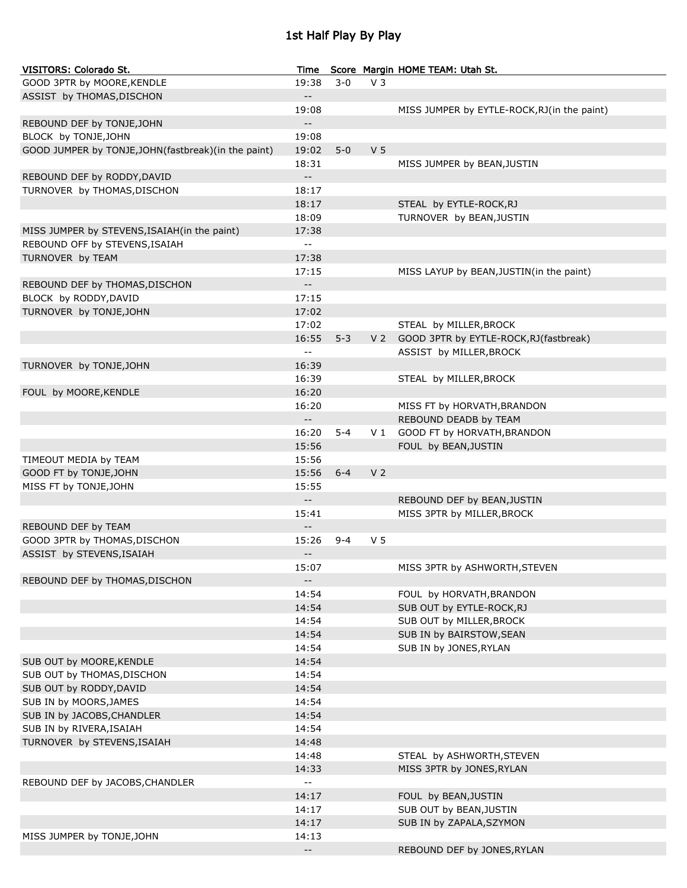# 1st Half Play By Play

| VISITORS: Colorado St. | Time | Score | Margin | HOME TEAM: Utah St. |
|---|---|---|---|---|
| GOOD 3PTR by MOORE,KENDLE | 19:38 | 3-0 | V 3 | |
| ASSIST by THOMAS,DISCHON | -- | | | |
| | 19:08 | | | MISS JUMPER by EYTLE-ROCK,RJ(in the paint) |
| REBOUND DEF by TONJE,JOHN | -- | | | |
| BLOCK by TONJE,JOHN | 19:08 | | | |
| GOOD JUMPER by TONJE,JOHN(fastbreak)(in the paint) | 19:02 | 5-0 | V 5 | |
| | 18:31 | | | MISS JUMPER by BEAN,JUSTIN |
| REBOUND DEF by RODDY,DAVID | -- | | | |
| TURNOVER by THOMAS,DISCHON | 18:17 | | | |
| | 18:17 | | | STEAL by EYTLE-ROCK,RJ |
| | 18:09 | | | TURNOVER by BEAN,JUSTIN |
| MISS JUMPER by STEVENS,ISAIAH(in the paint) | 17:38 | | | |
| REBOUND OFF by STEVENS,ISAIAH | -- | | | |
| TURNOVER by TEAM | 17:38 | | | |
| | 17:15 | | | MISS LAYUP by BEAN,JUSTIN(in the paint) |
| REBOUND DEF by THOMAS,DISCHON | -- | | | |
| BLOCK by RODDY,DAVID | 17:15 | | | |
| TURNOVER by TONJE,JOHN | 17:02 | | | |
| | 17:02 | | | STEAL by MILLER,BROCK |
| | 16:55 | 5-3 | V 2 | GOOD 3PTR by EYTLE-ROCK,RJ(fastbreak) |
| | -- | | | ASSIST by MILLER,BROCK |
| TURNOVER by TONJE,JOHN | 16:39 | | | |
| | 16:39 | | | STEAL by MILLER,BROCK |
| FOUL by MOORE,KENDLE | 16:20 | | | |
| | 16:20 | | | MISS FT by HORVATH,BRANDON |
| | -- | | | REBOUND DEADB by TEAM |
| | 16:20 | 5-4 | V 1 | GOOD FT by HORVATH,BRANDON |
| | 15:56 | | | FOUL by BEAN,JUSTIN |
| TIMEOUT MEDIA by TEAM | 15:56 | | | |
| GOOD FT by TONJE,JOHN | 15:56 | 6-4 | V 2 | |
| MISS FT by TONJE,JOHN | 15:55 | | | |
| | -- | | | REBOUND DEF by BEAN,JUSTIN |
| | 15:41 | | | MISS 3PTR by MILLER,BROCK |
| REBOUND DEF by TEAM | -- | | | |
| GOOD 3PTR by THOMAS,DISCHON | 15:26 | 9-4 | V 5 | |
| ASSIST by STEVENS,ISAIAH | -- | | | |
| | 15:07 | | | MISS 3PTR by ASHWORTH,STEVEN |
| REBOUND DEF by THOMAS,DISCHON | -- | | | |
| | 14:54 | | | FOUL by HORVATH,BRANDON |
| | 14:54 | | | SUB OUT by EYTLE-ROCK,RJ |
| | 14:54 | | | SUB OUT by MILLER,BROCK |
| | 14:54 | | | SUB IN by BAIRSTOW,SEAN |
| | 14:54 | | | SUB IN by JONES,RYLAN |
| SUB OUT by MOORE,KENDLE | 14:54 | | | |
| SUB OUT by THOMAS,DISCHON | 14:54 | | | |
| SUB OUT by RODDY,DAVID | 14:54 | | | |
| SUB IN by MOORS,JAMES | 14:54 | | | |
| SUB IN by JACOBS,CHANDLER | 14:54 | | | |
| SUB IN by RIVERA,ISAIAH | 14:54 | | | |
| TURNOVER by STEVENS,ISAIAH | 14:48 | | | |
| | 14:48 | | | STEAL by ASHWORTH,STEVEN |
| | 14:33 | | | MISS 3PTR by JONES,RYLAN |
| REBOUND DEF by JACOBS,CHANDLER | -- | | | |
| | 14:17 | | | FOUL by BEAN,JUSTIN |
| | 14:17 | | | SUB OUT by BEAN,JUSTIN |
| | 14:17 | | | SUB IN by ZAPALA,SZYMON |
| MISS JUMPER by TONJE,JOHN | 14:13 | | | |
| | -- | | | REBOUND DEF by JONES,RYLAN |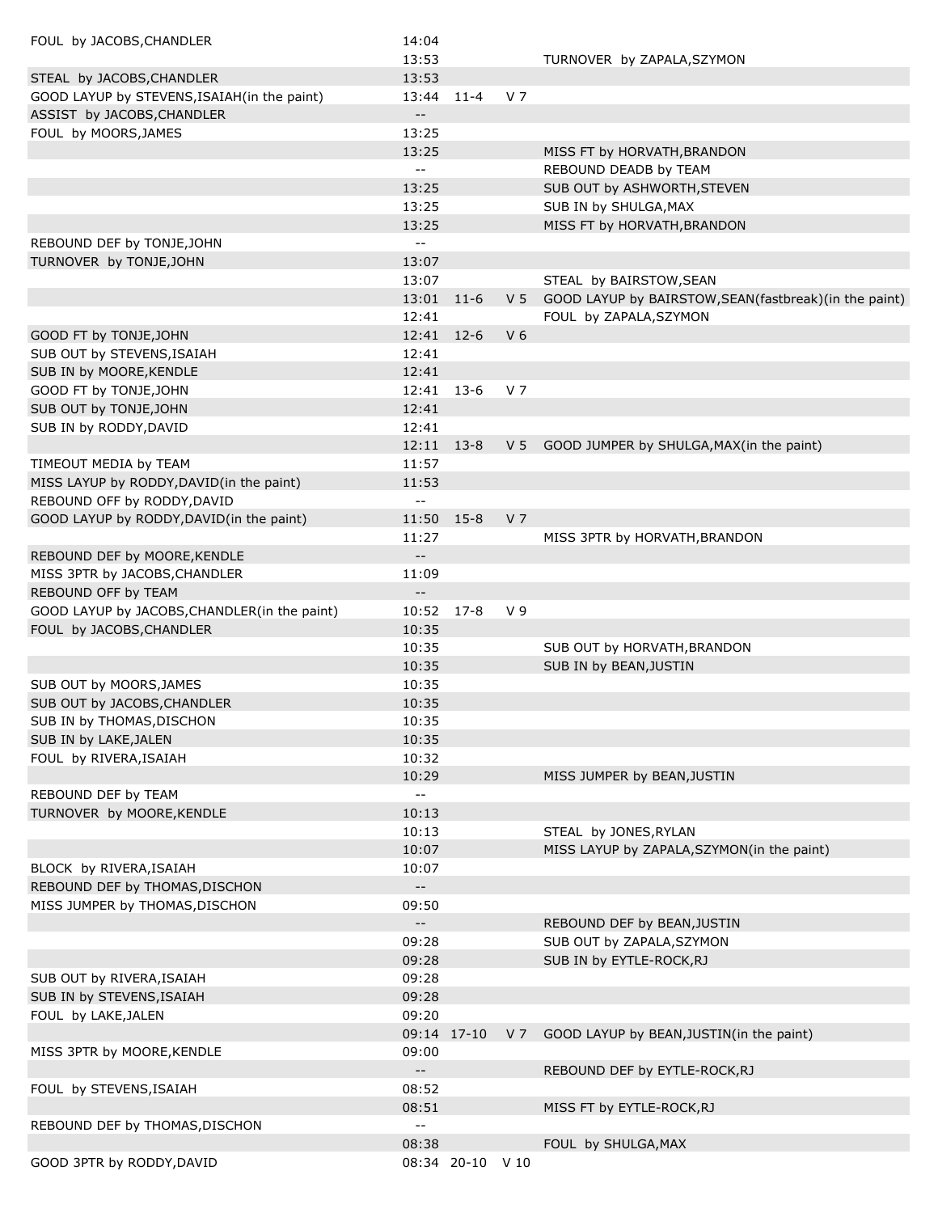| Home | Time | Score | Margin | Visitor |
|---|---|---|---|---|
| FOUL by JACOBS,CHANDLER | 14:04 | | | |
| | 13:53 | | | TURNOVER by ZAPALA,SZYMON |
| STEAL by JACOBS,CHANDLER | 13:53 | | | |
| GOOD LAYUP by STEVENS,ISAIAH(in the paint) | 13:44 | 11-4 | V 7 | |
| ASSIST by JACOBS,CHANDLER | -- | | | |
| FOUL by MOORS,JAMES | 13:25 | | | |
| | 13:25 | | | MISS FT by HORVATH,BRANDON |
| | -- | | | REBOUND DEADB by TEAM |
| | 13:25 | | | SUB OUT by ASHWORTH,STEVEN |
| | 13:25 | | | SUB IN by SHULGA,MAX |
| | 13:25 | | | MISS FT by HORVATH,BRANDON |
| REBOUND DEF by TONJE,JOHN | -- | | | |
| TURNOVER by TONJE,JOHN | 13:07 | | | |
| | 13:07 | | | STEAL by BAIRSTOW,SEAN |
| | 13:01 | 11-6 | V 5 | GOOD LAYUP by BAIRSTOW,SEAN(fastbreak)(in the paint) |
| | 12:41 | | | FOUL by ZAPALA,SZYMON |
| GOOD FT by TONJE,JOHN | 12:41 | 12-6 | V 6 | |
| SUB OUT by STEVENS,ISAIAH | 12:41 | | | |
| SUB IN by MOORE,KENDLE | 12:41 | | | |
| GOOD FT by TONJE,JOHN | 12:41 | 13-6 | V 7 | |
| SUB OUT by TONJE,JOHN | 12:41 | | | |
| SUB IN by RODDY,DAVID | 12:41 | | | |
| | 12:11 | 13-8 | V 5 | GOOD JUMPER by SHULGA,MAX(in the paint) |
| TIMEOUT MEDIA by TEAM | 11:57 | | | |
| MISS LAYUP by RODDY,DAVID(in the paint) | 11:53 | | | |
| REBOUND OFF by RODDY,DAVID | -- | | | |
| GOOD LAYUP by RODDY,DAVID(in the paint) | 11:50 | 15-8 | V 7 | |
| | 11:27 | | | MISS 3PTR by HORVATH,BRANDON |
| REBOUND DEF by MOORE,KENDLE | -- | | | |
| MISS 3PTR by JACOBS,CHANDLER | 11:09 | | | |
| REBOUND OFF by TEAM | -- | | | |
| GOOD LAYUP by JACOBS,CHANDLER(in the paint) | 10:52 | 17-8 | V 9 | |
| FOUL by JACOBS,CHANDLER | 10:35 | | | |
| | 10:35 | | | SUB OUT by HORVATH,BRANDON |
| | 10:35 | | | SUB IN by BEAN,JUSTIN |
| SUB OUT by MOORS,JAMES | 10:35 | | | |
| SUB OUT by JACOBS,CHANDLER | 10:35 | | | |
| SUB IN by THOMAS,DISCHON | 10:35 | | | |
| SUB IN by LAKE,JALEN | 10:35 | | | |
| FOUL by RIVERA,ISAIAH | 10:32 | | | |
| | 10:29 | | | MISS JUMPER by BEAN,JUSTIN |
| REBOUND DEF by TEAM | -- | | | |
| TURNOVER by MOORE,KENDLE | 10:13 | | | |
| | 10:13 | | | STEAL by JONES,RYLAN |
| | 10:07 | | | MISS LAYUP by ZAPALA,SZYMON(in the paint) |
| BLOCK by RIVERA,ISAIAH | 10:07 | | | |
| REBOUND DEF by THOMAS,DISCHON | -- | | | |
| MISS JUMPER by THOMAS,DISCHON | 09:50 | | | |
| | -- | | | REBOUND DEF by BEAN,JUSTIN |
| | 09:28 | | | SUB OUT by ZAPALA,SZYMON |
| | 09:28 | | | SUB IN by EYTLE-ROCK,RJ |
| SUB OUT by RIVERA,ISAIAH | 09:28 | | | |
| SUB IN by STEVENS,ISAIAH | 09:28 | | | |
| FOUL by LAKE,JALEN | 09:20 | | | |
| | 09:14 | 17-10 | V 7 | GOOD LAYUP by BEAN,JUSTIN(in the paint) |
| MISS 3PTR by MOORE,KENDLE | 09:00 | | | |
| | -- | | | REBOUND DEF by EYTLE-ROCK,RJ |
| FOUL by STEVENS,ISAIAH | 08:52 | | | |
| | 08:51 | | | MISS FT by EYTLE-ROCK,RJ |
| REBOUND DEF by THOMAS,DISCHON | -- | | | |
| | 08:38 | | | FOUL by SHULGA,MAX |
| GOOD 3PTR by RODDY,DAVID | 08:34 | 20-10 | V 10 | |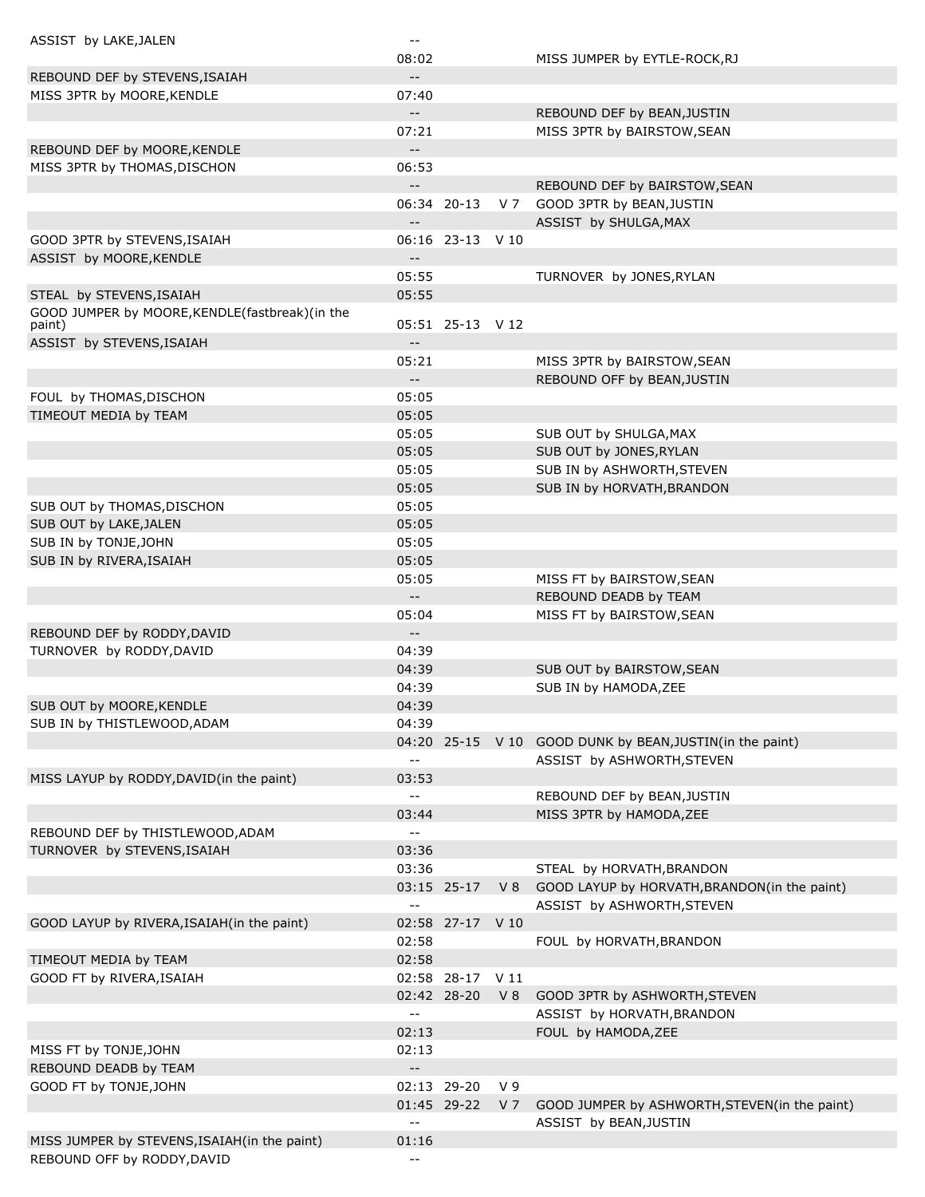| Home | Time | Score | Margin | Visitor |
|---|---|---|---|---|
| ASSIST by LAKE,JALEN | -- | | | |
| | 08:02 | | | MISS JUMPER by EYTLE-ROCK,RJ |
| REBOUND DEF by STEVENS,ISAIAH | -- | | | |
| MISS 3PTR by MOORE,KENDLE | 07:40 | | | |
| | -- | | | REBOUND DEF by BEAN,JUSTIN |
| | 07:21 | | | MISS 3PTR by BAIRSTOW,SEAN |
| REBOUND DEF by MOORE,KENDLE | -- | | | |
| MISS 3PTR by THOMAS,DISCHON | 06:53 | | | |
| | -- | | | REBOUND DEF by BAIRSTOW,SEAN |
| | 06:34 | 20-13 | V 7 | GOOD 3PTR by BEAN,JUSTIN |
| | -- | | | ASSIST by SHULGA,MAX |
| GOOD 3PTR by STEVENS,ISAIAH | 06:16 | 23-13 | V 10 | |
| ASSIST by MOORE,KENDLE | -- | | | |
| | 05:55 | | | TURNOVER by JONES,RYLAN |
| STEAL by STEVENS,ISAIAH | 05:55 | | | |
| GOOD JUMPER by MOORE,KENDLE(fastbreak)(in the paint) | 05:51 | 25-13 | V 12 | |
| ASSIST by STEVENS,ISAIAH | -- | | | |
| | 05:21 | | | MISS 3PTR by BAIRSTOW,SEAN |
| | -- | | | REBOUND OFF by BEAN,JUSTIN |
| FOUL by THOMAS,DISCHON | 05:05 | | | |
| TIMEOUT MEDIA by TEAM | 05:05 | | | |
| | 05:05 | | | SUB OUT by SHULGA,MAX |
| | 05:05 | | | SUB OUT by JONES,RYLAN |
| | 05:05 | | | SUB IN by ASHWORTH,STEVEN |
| | 05:05 | | | SUB IN by HORVATH,BRANDON |
| SUB OUT by THOMAS,DISCHON | 05:05 | | | |
| SUB OUT by LAKE,JALEN | 05:05 | | | |
| SUB IN by TONJE,JOHN | 05:05 | | | |
| SUB IN by RIVERA,ISAIAH | 05:05 | | | |
| | 05:05 | | | MISS FT by BAIRSTOW,SEAN |
| | -- | | | REBOUND DEADB by TEAM |
| | 05:04 | | | MISS FT by BAIRSTOW,SEAN |
| REBOUND DEF by RODDY,DAVID | -- | | | |
| TURNOVER by RODDY,DAVID | 04:39 | | | |
| | 04:39 | | | SUB OUT by BAIRSTOW,SEAN |
| | 04:39 | | | SUB IN by HAMODA,ZEE |
| SUB OUT by MOORE,KENDLE | 04:39 | | | |
| SUB IN by THISTLEWOOD,ADAM | 04:39 | | | |
| | 04:20 | 25-15 | V 10 | GOOD DUNK by BEAN,JUSTIN(in the paint) |
| | -- | | | ASSIST by ASHWORTH,STEVEN |
| MISS LAYUP by RODDY,DAVID(in the paint) | 03:53 | | | |
| | -- | | | REBOUND DEF by BEAN,JUSTIN |
| | 03:44 | | | MISS 3PTR by HAMODA,ZEE |
| REBOUND DEF by THISTLEWOOD,ADAM | -- | | | |
| TURNOVER by STEVENS,ISAIAH | 03:36 | | | |
| | 03:36 | | | STEAL by HORVATH,BRANDON |
| | 03:15 | 25-17 | V 8 | GOOD LAYUP by HORVATH,BRANDON(in the paint) |
| | -- | | | ASSIST by ASHWORTH,STEVEN |
| GOOD LAYUP by RIVERA,ISAIAH(in the paint) | 02:58 | 27-17 | V 10 | |
| | 02:58 | | | FOUL by HORVATH,BRANDON |
| TIMEOUT MEDIA by TEAM | 02:58 | | | |
| GOOD FT by RIVERA,ISAIAH | 02:58 | 28-17 | V 11 | |
| | 02:42 | 28-20 | V 8 | GOOD 3PTR by ASHWORTH,STEVEN |
| | -- | | | ASSIST by HORVATH,BRANDON |
| | 02:13 | | | FOUL by HAMODA,ZEE |
| MISS FT by TONJE,JOHN | 02:13 | | | |
| REBOUND DEADB by TEAM | -- | | | |
| GOOD FT by TONJE,JOHN | 02:13 | 29-20 | V 9 | |
| | 01:45 | 29-22 | V 7 | GOOD JUMPER by ASHWORTH,STEVEN(in the paint) |
| | -- | | | ASSIST by BEAN,JUSTIN |
| MISS JUMPER by STEVENS,ISAIAH(in the paint) | 01:16 | | | |
| REBOUND OFF by RODDY,DAVID | -- | | | |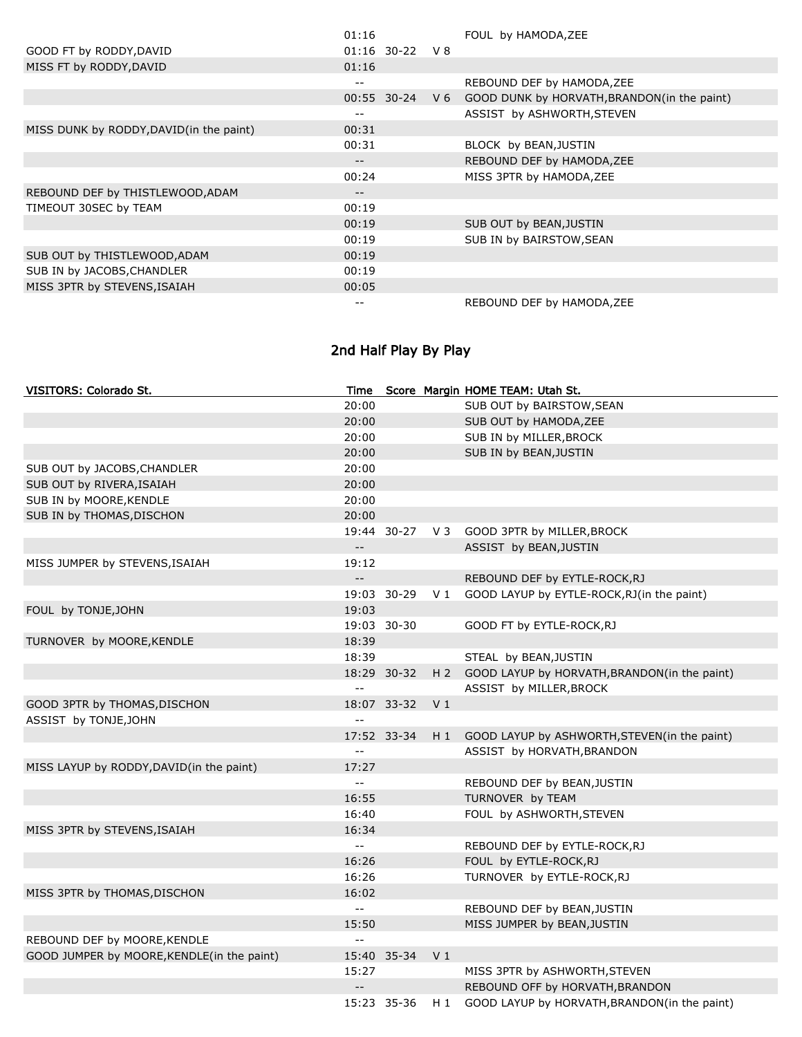| | | | | |
|---|---|---|---|---|
| | 01:16 | | | FOUL by HAMODA,ZEE |
| GOOD FT by RODDY,DAVID | 01:16 | 30-22 | V 8 | |
| MISS FT by RODDY,DAVID | 01:16 | | | |
| | -- | | | REBOUND DEF by HAMODA,ZEE |
| | 00:55 | 30-24 | V 6 | GOOD DUNK by HORVATH,BRANDON(in the paint) |
| | -- | | | ASSIST by ASHWORTH,STEVEN |
| MISS DUNK by RODDY,DAVID(in the paint) | 00:31 | | | |
| | 00:31 | | | BLOCK by BEAN,JUSTIN |
| | -- | | | REBOUND DEF by HAMODA,ZEE |
| | 00:24 | | | MISS 3PTR by HAMODA,ZEE |
| REBOUND DEF by THISTLEWOOD,ADAM | -- | | | |
| TIMEOUT 30SEC by TEAM | 00:19 | | | |
| | 00:19 | | | SUB OUT by BEAN,JUSTIN |
| | 00:19 | | | SUB IN by BAIRSTOW,SEAN |
| SUB OUT by THISTLEWOOD,ADAM | 00:19 | | | |
| SUB IN by JACOBS,CHANDLER | 00:19 | | | |
| MISS 3PTR by STEVENS,ISAIAH | 00:05 | | | |
| | -- | | | REBOUND DEF by HAMODA,ZEE |

## 2nd Half Play By Play

| VISITORS: Colorado St. | Time | Score | Margin | HOME TEAM: Utah St. |
|---|---|---|---|---|
| | 20:00 | | | SUB OUT by BAIRSTOW,SEAN |
| | 20:00 | | | SUB OUT by HAMODA,ZEE |
| | 20:00 | | | SUB IN by MILLER,BROCK |
| | 20:00 | | | SUB IN by BEAN,JUSTIN |
| SUB OUT by JACOBS,CHANDLER | 20:00 | | | |
| SUB OUT by RIVERA,ISAIAH | 20:00 | | | |
| SUB IN by MOORE,KENDLE | 20:00 | | | |
| SUB IN by THOMAS,DISCHON | 20:00 | | | |
| | 19:44 | 30-27 | V 3 | GOOD 3PTR by MILLER,BROCK |
| | -- | | | ASSIST by BEAN,JUSTIN |
| MISS JUMPER by STEVENS,ISAIAH | 19:12 | | | |
| | -- | | | REBOUND DEF by EYTLE-ROCK,RJ |
| | 19:03 | 30-29 | V 1 | GOOD LAYUP by EYTLE-ROCK,RJ(in the paint) |
| FOUL by TONJE,JOHN | 19:03 | | | |
| | 19:03 | 30-30 | | GOOD FT by EYTLE-ROCK,RJ |
| TURNOVER by MOORE,KENDLE | 18:39 | | | |
| | 18:39 | | | STEAL by BEAN,JUSTIN |
| | 18:29 | 30-32 | H 2 | GOOD LAYUP by HORVATH,BRANDON(in the paint) |
| | -- | | | ASSIST by MILLER,BROCK |
| GOOD 3PTR by THOMAS,DISCHON | 18:07 | 33-32 | V 1 | |
| ASSIST by TONJE,JOHN | -- | | | |
| | 17:52 | 33-34 | H 1 | GOOD LAYUP by ASHWORTH,STEVEN(in the paint) |
| | -- | | | ASSIST by HORVATH,BRANDON |
| MISS LAYUP by RODDY,DAVID(in the paint) | 17:27 | | | |
| | -- | | | REBOUND DEF by BEAN,JUSTIN |
| | 16:55 | | | TURNOVER by TEAM |
| | 16:40 | | | FOUL by ASHWORTH,STEVEN |
| MISS 3PTR by STEVENS,ISAIAH | 16:34 | | | |
| | -- | | | REBOUND DEF by EYTLE-ROCK,RJ |
| | 16:26 | | | FOUL by EYTLE-ROCK,RJ |
| | 16:26 | | | TURNOVER by EYTLE-ROCK,RJ |
| MISS 3PTR by THOMAS,DISCHON | 16:02 | | | |
| | -- | | | REBOUND DEF by BEAN,JUSTIN |
| | 15:50 | | | MISS JUMPER by BEAN,JUSTIN |
| REBOUND DEF by MOORE,KENDLE | -- | | | |
| GOOD JUMPER by MOORE,KENDLE(in the paint) | 15:40 | 35-34 | V 1 | |
| | 15:27 | | | MISS 3PTR by ASHWORTH,STEVEN |
| | -- | | | REBOUND OFF by HORVATH,BRANDON |
| | 15:23 | 35-36 | H 1 | GOOD LAYUP by HORVATH,BRANDON(in the paint) |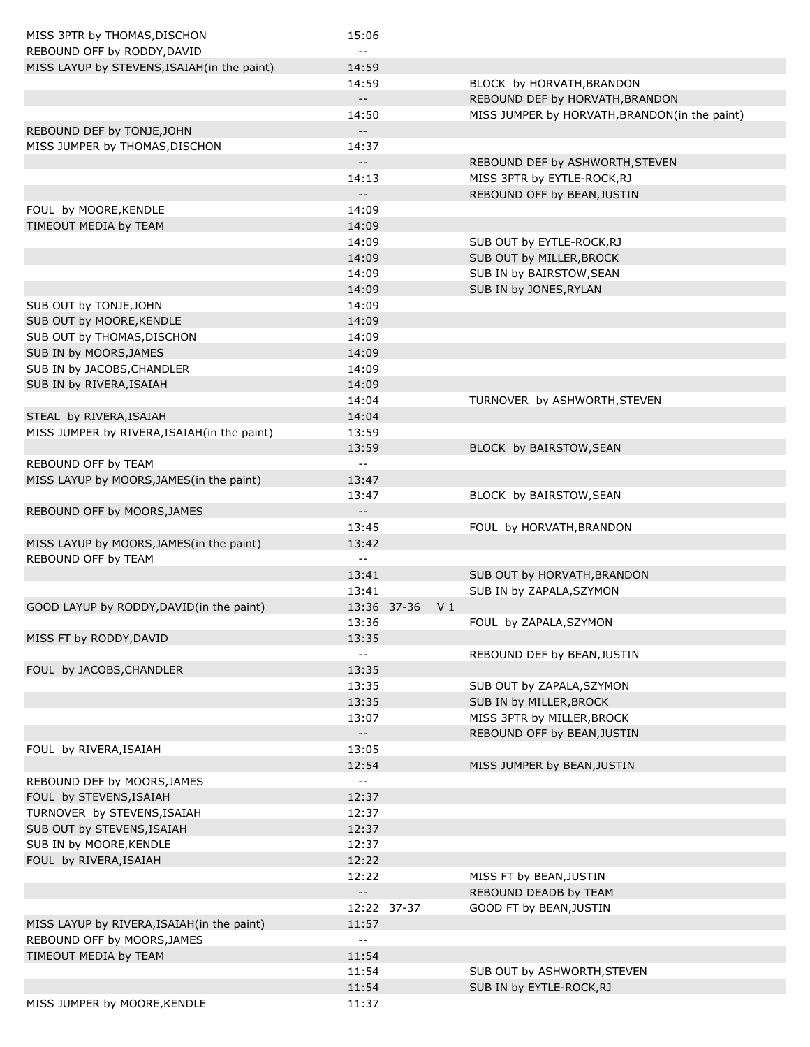| Home | Time | Score | Margin | Visitor |
|---|---|---|---|---|
| MISS 3PTR by THOMAS,DISCHON | 15:06 | | | |
| REBOUND OFF by RODDY,DAVID | -- | | | |
| MISS LAYUP by STEVENS,ISAIAH(in the paint) | 14:59 | | | |
| | 14:59 | | | BLOCK by HORVATH,BRANDON |
| | -- | | | REBOUND DEF by HORVATH,BRANDON |
| | 14:50 | | | MISS JUMPER by HORVATH,BRANDON(in the paint) |
| REBOUND DEF by TONJE,JOHN | -- | | | |
| MISS JUMPER by THOMAS,DISCHON | 14:37 | | | |
| | -- | | | REBOUND DEF by ASHWORTH,STEVEN |
| | 14:13 | | | MISS 3PTR by EYTLE-ROCK,RJ |
| | -- | | | REBOUND OFF by BEAN,JUSTIN |
| FOUL by MOORE,KENDLE | 14:09 | | | |
| TIMEOUT MEDIA by TEAM | 14:09 | | | |
| | 14:09 | | | SUB OUT by EYTLE-ROCK,RJ |
| | 14:09 | | | SUB OUT by MILLER,BROCK |
| | 14:09 | | | SUB IN by BAIRSTOW,SEAN |
| | 14:09 | | | SUB IN by JONES,RYLAN |
| SUB OUT by TONJE,JOHN | 14:09 | | | |
| SUB OUT by MOORE,KENDLE | 14:09 | | | |
| SUB OUT by THOMAS,DISCHON | 14:09 | | | |
| SUB IN by MOORS,JAMES | 14:09 | | | |
| SUB IN by JACOBS,CHANDLER | 14:09 | | | |
| SUB IN by RIVERA,ISAIAH | 14:09 | | | |
| | 14:04 | | | TURNOVER by ASHWORTH,STEVEN |
| STEAL by RIVERA,ISAIAH | 14:04 | | | |
| MISS JUMPER by RIVERA,ISAIAH(in the paint) | 13:59 | | | |
| | 13:59 | | | BLOCK by BAIRSTOW,SEAN |
| REBOUND OFF by TEAM | -- | | | |
| MISS LAYUP by MOORS,JAMES(in the paint) | 13:47 | | | |
| | 13:47 | | | BLOCK by BAIRSTOW,SEAN |
| REBOUND OFF by MOORS,JAMES | -- | | | |
| | 13:45 | | | FOUL by HORVATH,BRANDON |
| MISS LAYUP by MOORS,JAMES(in the paint) | 13:42 | | | |
| REBOUND OFF by TEAM | -- | | | |
| | 13:41 | | | SUB OUT by HORVATH,BRANDON |
| | 13:41 | | | SUB IN by ZAPALA,SZYMON |
| GOOD LAYUP by RODDY,DAVID(in the paint) | 13:36 | 37-36 | V 1 | |
| | 13:36 | | | FOUL by ZAPALA,SZYMON |
| MISS FT by RODDY,DAVID | 13:35 | | | |
| | -- | | | REBOUND DEF by BEAN,JUSTIN |
| FOUL by JACOBS,CHANDLER | 13:35 | | | |
| | 13:35 | | | SUB OUT by ZAPALA,SZYMON |
| | 13:35 | | | SUB IN by MILLER,BROCK |
| | 13:07 | | | MISS 3PTR by MILLER,BROCK |
| | -- | | | REBOUND OFF by BEAN,JUSTIN |
| FOUL by RIVERA,ISAIAH | 13:05 | | | |
| | 12:54 | | | MISS JUMPER by BEAN,JUSTIN |
| REBOUND DEF by MOORS,JAMES | -- | | | |
| FOUL by STEVENS,ISAIAH | 12:37 | | | |
| TURNOVER by STEVENS,ISAIAH | 12:37 | | | |
| SUB OUT by STEVENS,ISAIAH | 12:37 | | | |
| SUB IN by MOORE,KENDLE | 12:37 | | | |
| FOUL by RIVERA,ISAIAH | 12:22 | | | |
| | 12:22 | | | MISS FT by BEAN,JUSTIN |
| | -- | | | REBOUND DEADB by TEAM |
| | 12:22 | 37-37 | | GOOD FT by BEAN,JUSTIN |
| MISS LAYUP by RIVERA,ISAIAH(in the paint) | 11:57 | | | |
| REBOUND OFF by MOORS,JAMES | -- | | | |
| TIMEOUT MEDIA by TEAM | 11:54 | | | |
| | 11:54 | | | SUB OUT by ASHWORTH,STEVEN |
| | 11:54 | | | SUB IN by EYTLE-ROCK,RJ |
| MISS JUMPER by MOORE,KENDLE | 11:37 | | | |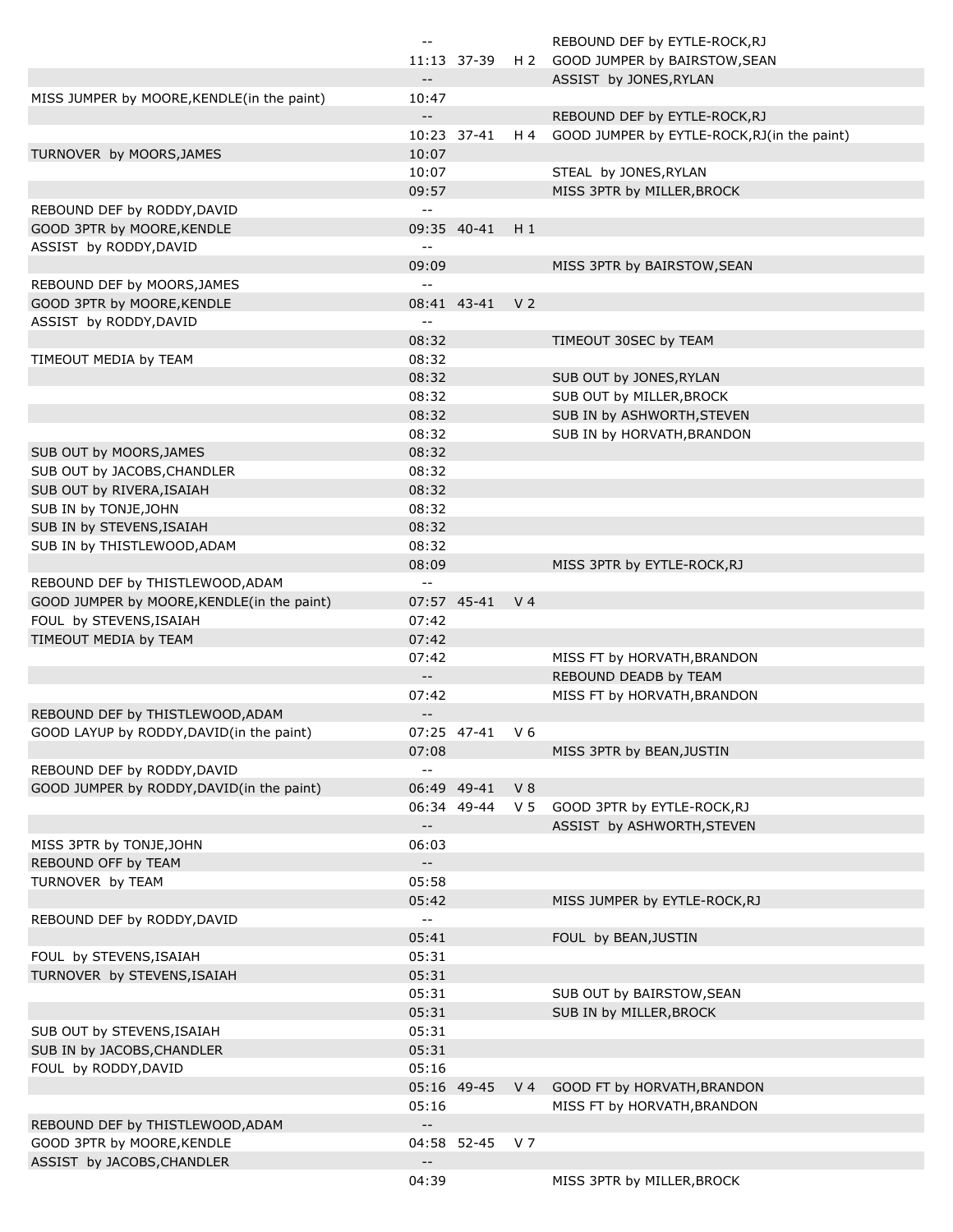| | | | | |
|---|---|---|---|---|
| | -- | | | REBOUND DEF by EYTLE-ROCK,RJ |
| | 11:13 | 37-39 | H 2 | GOOD JUMPER by BAIRSTOW,SEAN |
| | -- | | | ASSIST by JONES,RYLAN |
| MISS JUMPER by MOORE,KENDLE(in the paint) | 10:47 | | | |
| | -- | | | REBOUND DEF by EYTLE-ROCK,RJ |
| | 10:23 | 37-41 | H 4 | GOOD JUMPER by EYTLE-ROCK,RJ(in the paint) |
| TURNOVER by MOORS,JAMES | 10:07 | | | |
| | 10:07 | | | STEAL by JONES,RYLAN |
| | 09:57 | | | MISS 3PTR by MILLER,BROCK |
| REBOUND DEF by RODDY,DAVID | -- | | | |
| GOOD 3PTR by MOORE,KENDLE | 09:35 | 40-41 | H 1 | |
| ASSIST by RODDY,DAVID | -- | | | |
| | 09:09 | | | MISS 3PTR by BAIRSTOW,SEAN |
| REBOUND DEF by MOORS,JAMES | -- | | | |
| GOOD 3PTR by MOORE,KENDLE | 08:41 | 43-41 | V 2 | |
| ASSIST by RODDY,DAVID | -- | | | |
| | 08:32 | | | TIMEOUT 30SEC by TEAM |
| TIMEOUT MEDIA by TEAM | 08:32 | | | |
| | 08:32 | | | SUB OUT by JONES,RYLAN |
| | 08:32 | | | SUB OUT by MILLER,BROCK |
| | 08:32 | | | SUB IN by ASHWORTH,STEVEN |
| | 08:32 | | | SUB IN by HORVATH,BRANDON |
| SUB OUT by MOORS,JAMES | 08:32 | | | |
| SUB OUT by JACOBS,CHANDLER | 08:32 | | | |
| SUB OUT by RIVERA,ISAIAH | 08:32 | | | |
| SUB IN by TONJE,JOHN | 08:32 | | | |
| SUB IN by STEVENS,ISAIAH | 08:32 | | | |
| SUB IN by THISTLEWOOD,ADAM | 08:32 | | | |
| | 08:09 | | | MISS 3PTR by EYTLE-ROCK,RJ |
| REBOUND DEF by THISTLEWOOD,ADAM | -- | | | |
| GOOD JUMPER by MOORE,KENDLE(in the paint) | 07:57 | 45-41 | V 4 | |
| FOUL by STEVENS,ISAIAH | 07:42 | | | |
| TIMEOUT MEDIA by TEAM | 07:42 | | | |
| | 07:42 | | | MISS FT by HORVATH,BRANDON |
| | -- | | | REBOUND DEADB by TEAM |
| | 07:42 | | | MISS FT by HORVATH,BRANDON |
| REBOUND DEF by THISTLEWOOD,ADAM | -- | | | |
| GOOD LAYUP by RODDY,DAVID(in the paint) | 07:25 | 47-41 | V 6 | |
| | 07:08 | | | MISS 3PTR by BEAN,JUSTIN |
| REBOUND DEF by RODDY,DAVID | -- | | | |
| GOOD JUMPER by RODDY,DAVID(in the paint) | 06:49 | 49-41 | V 8 | |
| | 06:34 | 49-44 | V 5 | GOOD 3PTR by EYTLE-ROCK,RJ |
| | -- | | | ASSIST by ASHWORTH,STEVEN |
| MISS 3PTR by TONJE,JOHN | 06:03 | | | |
| REBOUND OFF by TEAM | -- | | | |
| TURNOVER by TEAM | 05:58 | | | |
| | 05:42 | | | MISS JUMPER by EYTLE-ROCK,RJ |
| REBOUND DEF by RODDY,DAVID | -- | | | |
| | 05:41 | | | FOUL by BEAN,JUSTIN |
| FOUL by STEVENS,ISAIAH | 05:31 | | | |
| TURNOVER by STEVENS,ISAIAH | 05:31 | | | |
| | 05:31 | | | SUB OUT by BAIRSTOW,SEAN |
| | 05:31 | | | SUB IN by MILLER,BROCK |
| SUB OUT by STEVENS,ISAIAH | 05:31 | | | |
| SUB IN by JACOBS,CHANDLER | 05:31 | | | |
| FOUL by RODDY,DAVID | 05:16 | | | |
| | 05:16 | 49-45 | V 4 | GOOD FT by HORVATH,BRANDON |
| | 05:16 | | | MISS FT by HORVATH,BRANDON |
| REBOUND DEF by THISTLEWOOD,ADAM | -- | | | |
| GOOD 3PTR by MOORE,KENDLE | 04:58 | 52-45 | V 7 | |
| ASSIST by JACOBS,CHANDLER | -- | | | |
| | 04:39 | | | MISS 3PTR by MILLER,BROCK |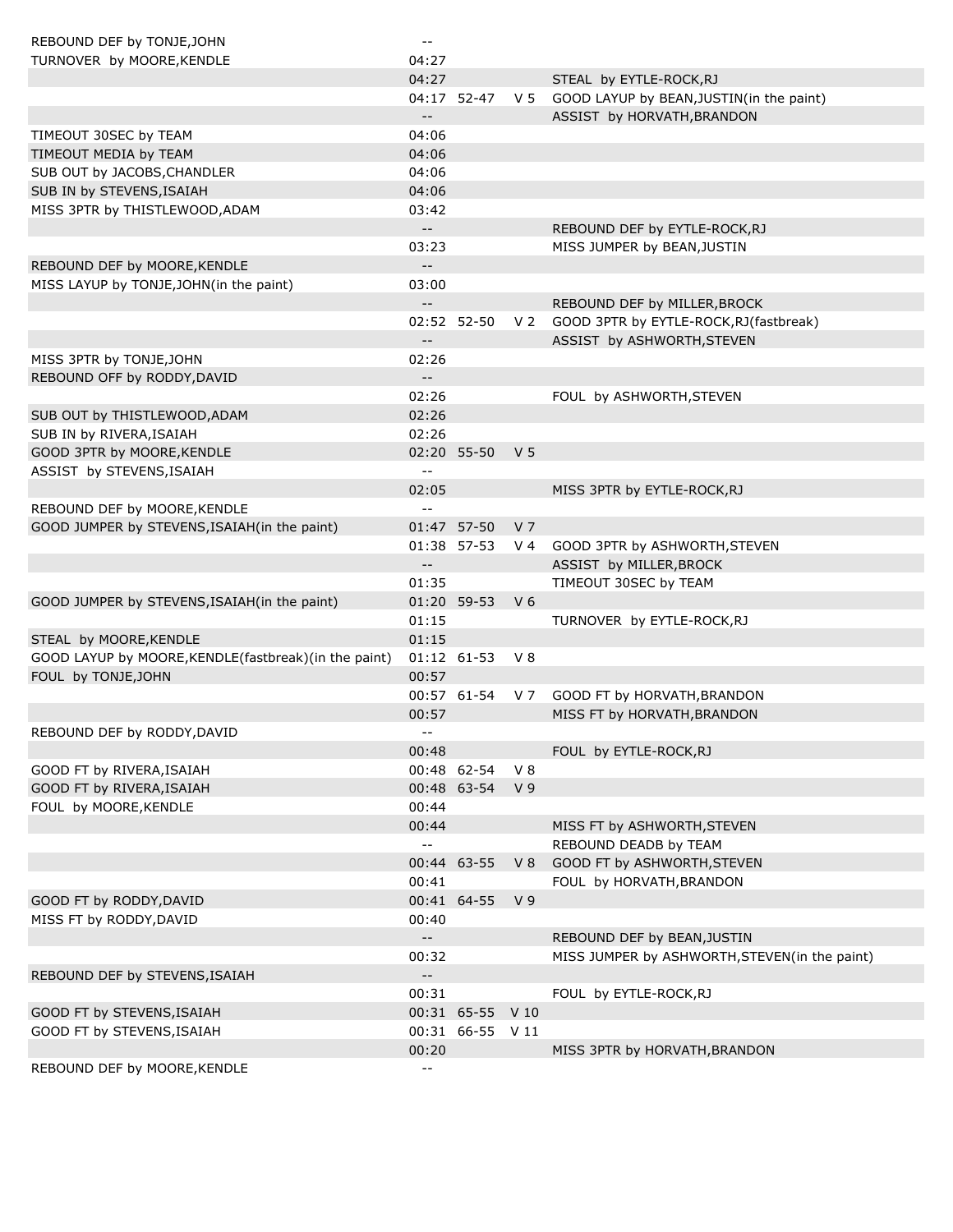| | | | | |
|---|---|---|---|---|
| REBOUND DEF by TONJE,JOHN | -- | | | |
| TURNOVER by MOORE,KENDLE | 04:27 | | | |
| | 04:27 | | | STEAL by EYTLE-ROCK,RJ |
| | 04:17 | 52-47 | V 5 | GOOD LAYUP by BEAN,JUSTIN(in the paint) |
| | -- | | | ASSIST by HORVATH,BRANDON |
| TIMEOUT 30SEC by TEAM | 04:06 | | | |
| TIMEOUT MEDIA by TEAM | 04:06 | | | |
| SUB OUT by JACOBS,CHANDLER | 04:06 | | | |
| SUB IN by STEVENS,ISAIAH | 04:06 | | | |
| MISS 3PTR by THISTLEWOOD,ADAM | 03:42 | | | |
| | -- | | | REBOUND DEF by EYTLE-ROCK,RJ |
| | 03:23 | | | MISS JUMPER by BEAN,JUSTIN |
| REBOUND DEF by MOORE,KENDLE | -- | | | |
| MISS LAYUP by TONJE,JOHN(in the paint) | 03:00 | | | |
| | -- | | | REBOUND DEF by MILLER,BROCK |
| | 02:52 | 52-50 | V 2 | GOOD 3PTR by EYTLE-ROCK,RJ(fastbreak) |
| | -- | | | ASSIST by ASHWORTH,STEVEN |
| MISS 3PTR by TONJE,JOHN | 02:26 | | | |
| REBOUND OFF by RODDY,DAVID | -- | | | |
| | 02:26 | | | FOUL by ASHWORTH,STEVEN |
| SUB OUT by THISTLEWOOD,ADAM | 02:26 | | | |
| SUB IN by RIVERA,ISAIAH | 02:26 | | | |
| GOOD 3PTR by MOORE,KENDLE | 02:20 | 55-50 | V 5 | |
| ASSIST by STEVENS,ISAIAH | -- | | | |
| | 02:05 | | | MISS 3PTR by EYTLE-ROCK,RJ |
| REBOUND DEF by MOORE,KENDLE | -- | | | |
| GOOD JUMPER by STEVENS,ISAIAH(in the paint) | 01:47 | 57-50 | V 7 | |
| | 01:38 | 57-53 | V 4 | GOOD 3PTR by ASHWORTH,STEVEN |
| | -- | | | ASSIST by MILLER,BROCK |
| | 01:35 | | | TIMEOUT 30SEC by TEAM |
| GOOD JUMPER by STEVENS,ISAIAH(in the paint) | 01:20 | 59-53 | V 6 | |
| | 01:15 | | | TURNOVER by EYTLE-ROCK,RJ |
| STEAL by MOORE,KENDLE | 01:15 | | | |
| GOOD LAYUP by MOORE,KENDLE(fastbreak)(in the paint) | 01:12 | 61-53 | V 8 | |
| FOUL by TONJE,JOHN | 00:57 | | | |
| | 00:57 | 61-54 | V 7 | GOOD FT by HORVATH,BRANDON |
| | 00:57 | | | MISS FT by HORVATH,BRANDON |
| REBOUND DEF by RODDY,DAVID | -- | | | |
| | 00:48 | | | FOUL by EYTLE-ROCK,RJ |
| GOOD FT by RIVERA,ISAIAH | 00:48 | 62-54 | V 8 | |
| GOOD FT by RIVERA,ISAIAH | 00:48 | 63-54 | V 9 | |
| FOUL by MOORE,KENDLE | 00:44 | | | |
| | 00:44 | | | MISS FT by ASHWORTH,STEVEN |
| | -- | | | REBOUND DEADB by TEAM |
| | 00:44 | 63-55 | V 8 | GOOD FT by ASHWORTH,STEVEN |
| | 00:41 | | | FOUL by HORVATH,BRANDON |
| GOOD FT by RODDY,DAVID | 00:41 | 64-55 | V 9 | |
| MISS FT by RODDY,DAVID | 00:40 | | | |
| | -- | | | REBOUND DEF by BEAN,JUSTIN |
| | 00:32 | | | MISS JUMPER by ASHWORTH,STEVEN(in the paint) |
| REBOUND DEF by STEVENS,ISAIAH | -- | | | |
| | 00:31 | | | FOUL by EYTLE-ROCK,RJ |
| GOOD FT by STEVENS,ISAIAH | 00:31 | 65-55 | V 10 | |
| GOOD FT by STEVENS,ISAIAH | 00:31 | 66-55 | V 11 | |
| | 00:20 | | | MISS 3PTR by HORVATH,BRANDON |
| REBOUND DEF by MOORE,KENDLE | -- | | | |